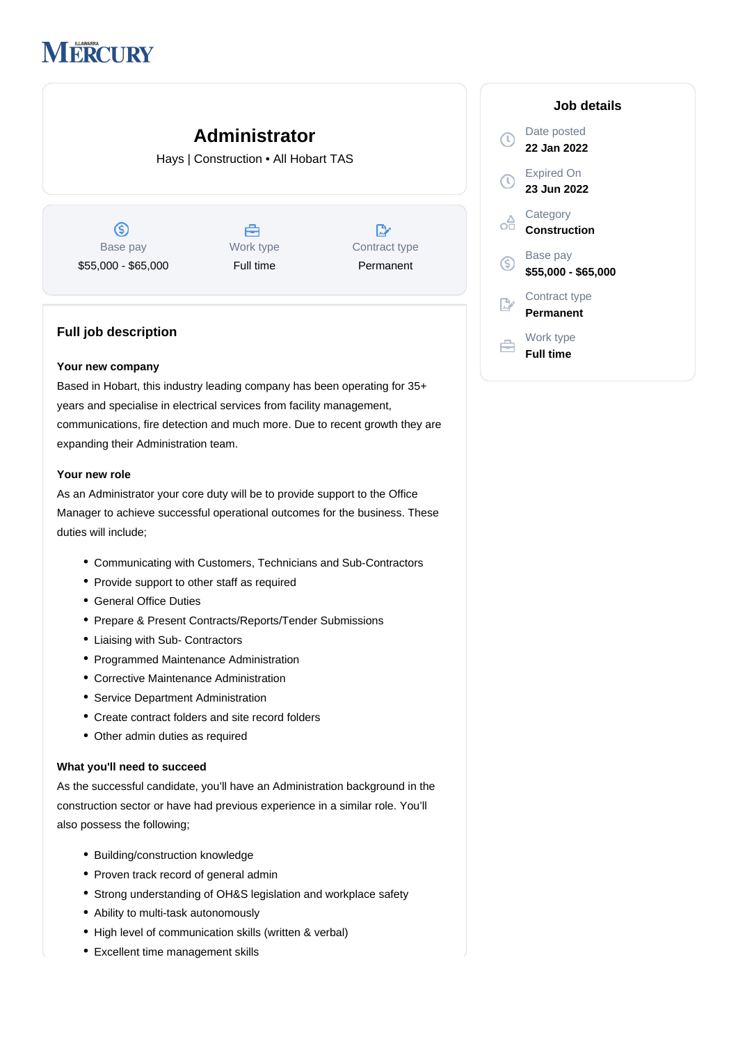# Administrator

Hays | Construction • All Hobart TAS

| Base pay | Work type | Contract type |
|---|---|---|
| $55,000 - $65,000 | Full time | Permanent |

## Job details

Date posted
**22 Jan 2022**

Expired On
**23 Jun 2022**

Category
**Construction**

Base pay
**$55,000 - $65,000**

Contract type
**Permanent**

Work type
**Full time**

## Full job description

### Your new company

Based in Hobart, this industry leading company has been operating for 35+ years and specialise in electrical services from facility management, communications, fire detection and much more. Due to recent growth they are expanding their Administration team.

### Your new role

As an Administrator your core duty will be to provide support to the Office Manager to achieve successful operational outcomes for the business. These duties will include;

- Communicating with Customers, Technicians and Sub-Contractors
- Provide support to other staff as required
- General Office Duties
- Prepare & Present Contracts/Reports/Tender Submissions
- Liaising with Sub- Contractors
- Programmed Maintenance Administration
- Corrective Maintenance Administration
- Service Department Administration
- Create contract folders and site record folders
- Other admin duties as required

### What you'll need to succeed

As the successful candidate, you'll have an Administration background in the construction sector or have had previous experience in a similar role. You'll also possess the following;

- Building/construction knowledge
- Proven track record of general admin
- Strong understanding of OH&S legislation and workplace safety
- Ability to multi-task autonomously
- High level of communication skills (written & verbal)
- Excellent time management skills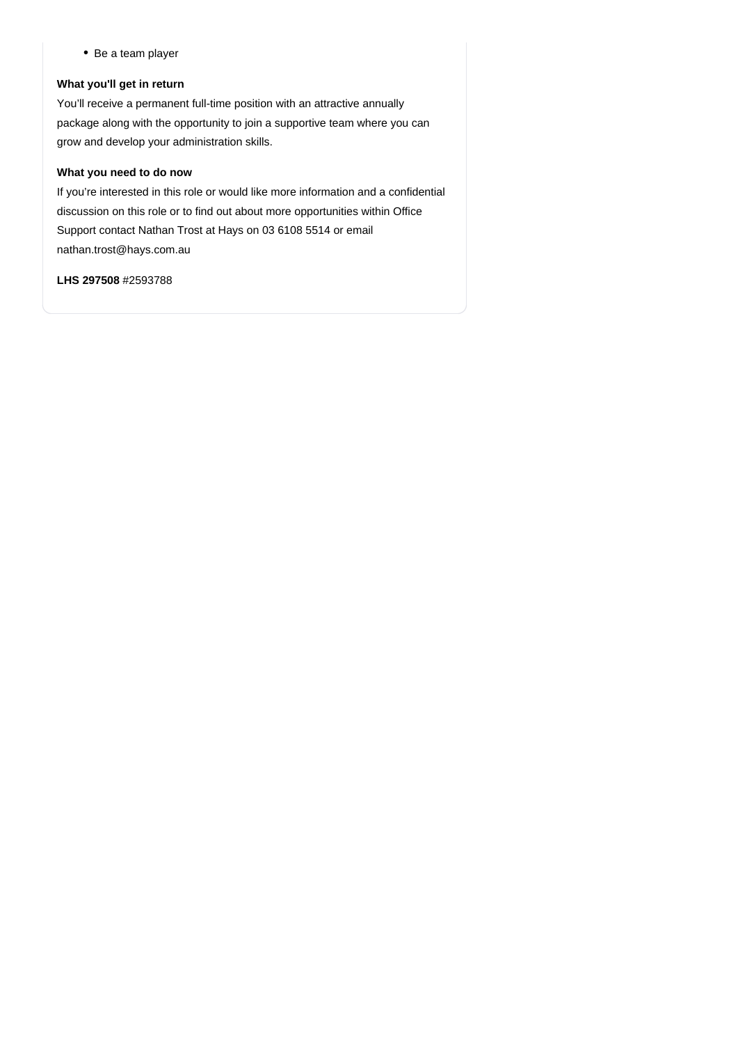- Be a team player

**What you'll get in return**

You'll receive a permanent full-time position with an attractive annually package along with the opportunity to join a supportive team where you can grow and develop your administration skills.

**What you need to do now**

If you're interested in this role or would like more information and a confidential discussion on this role or to find out about more opportunities within Office Support contact Nathan Trost at Hays on 03 6108 5514 or email nathan.trost@hays.com.au

**LHS 297508** #2593788